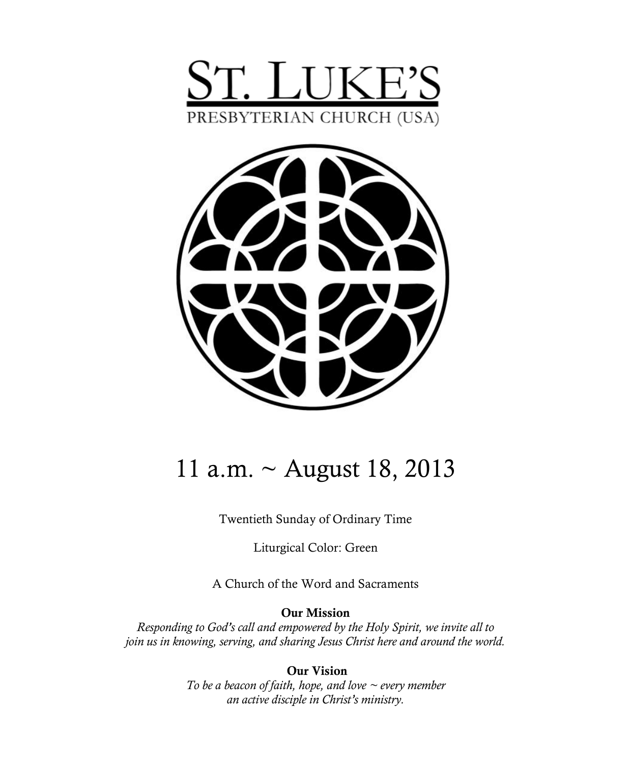# St. Luke's

PRESBYTERIAN CHURCH (USA)

## 11 a.m. ~ August 18, 2013

Twentieth Sunday of Ordinary Time

Liturgical Color: Green

A Church of the Word and Sacraments

**Our Mission**

*Responding to God's call and empowered by the Holy Spirit, we invite all to join us in knowing, serving, and sharing Jesus Christ here and around the world.*

**Our Vision**

*To be a beacon of faith, hope, and love ~ every member an active disciple in Christ's ministry.*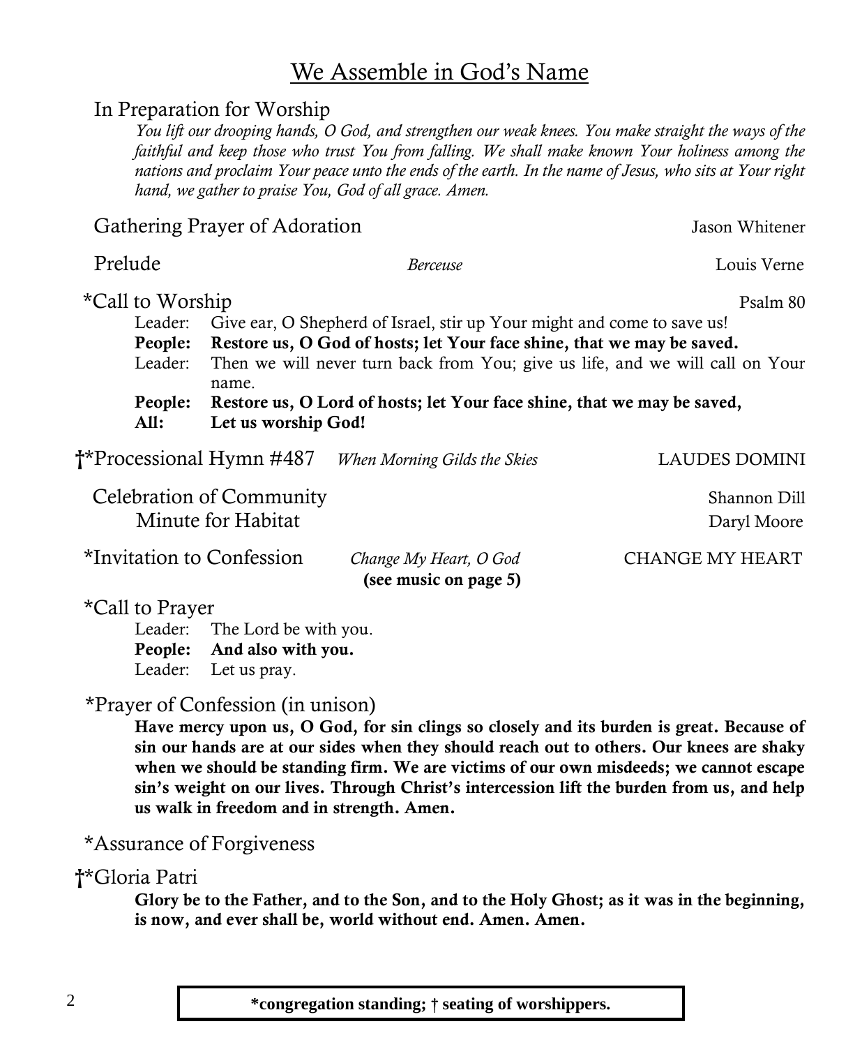## We Assemble in God's Name

In Preparation for Worship

*You lift our drooping hands, O God, and strengthen our weak knees. You make straight the ways of the faithful and keep those who trust You from falling. We shall make known Your holiness among the nations and proclaim Your peace unto the ends of the earth. In the name of Jesus, who sits at Your right hand, we gather to praise You, God of all grace. Amen.*

Gathering Prayer of Adoration — Jason Whitener

Prelude — *Berceuse* — Louis Verne

*Call to Worship — Psalm 80

Leader: Give ear, O Shepherd of Israel, stir up Your might and come to save us!
**People: Restore us, O God of hosts; let Your face shine, that we may be saved.**
Leader: Then we will never turn back from You; give us life, and we will call on Your name.
**People: Restore us, O Lord of hosts; let Your face shine, that we may be saved,**
**All: Let us worship God!**

†*Processional Hymn #487 — *When Morning Gilds the Skies* — LAUDES DOMINI

Celebration of Community — Shannon Dill
Minute for Habitat — Daryl Moore

*Invitation to Confession — *Change My Heart, O God* **(see music on page 5)** — CHANGE MY HEART

*Call to Prayer

Leader: The Lord be with you.
**People: And also with you.**
Leader: Let us pray.

*Prayer of Confession (in unison)

**Have mercy upon us, O God, for sin clings so closely and its burden is great. Because of sin our hands are at our sides when they should reach out to others. Our knees are shaky when we should be standing firm. We are victims of our own misdeeds; we cannot escape sin's weight on our lives. Through Christ's intercession lift the burden from us, and help us walk in freedom and in strength. Amen.**

*Assurance of Forgiveness

†*Gloria Patri

**Glory be to the Father, and to the Son, and to the Holy Ghost; as it was in the beginning, is now, and ever shall be, world without end. Amen. Amen.**

**\*congregation standing; † seating of worshippers.**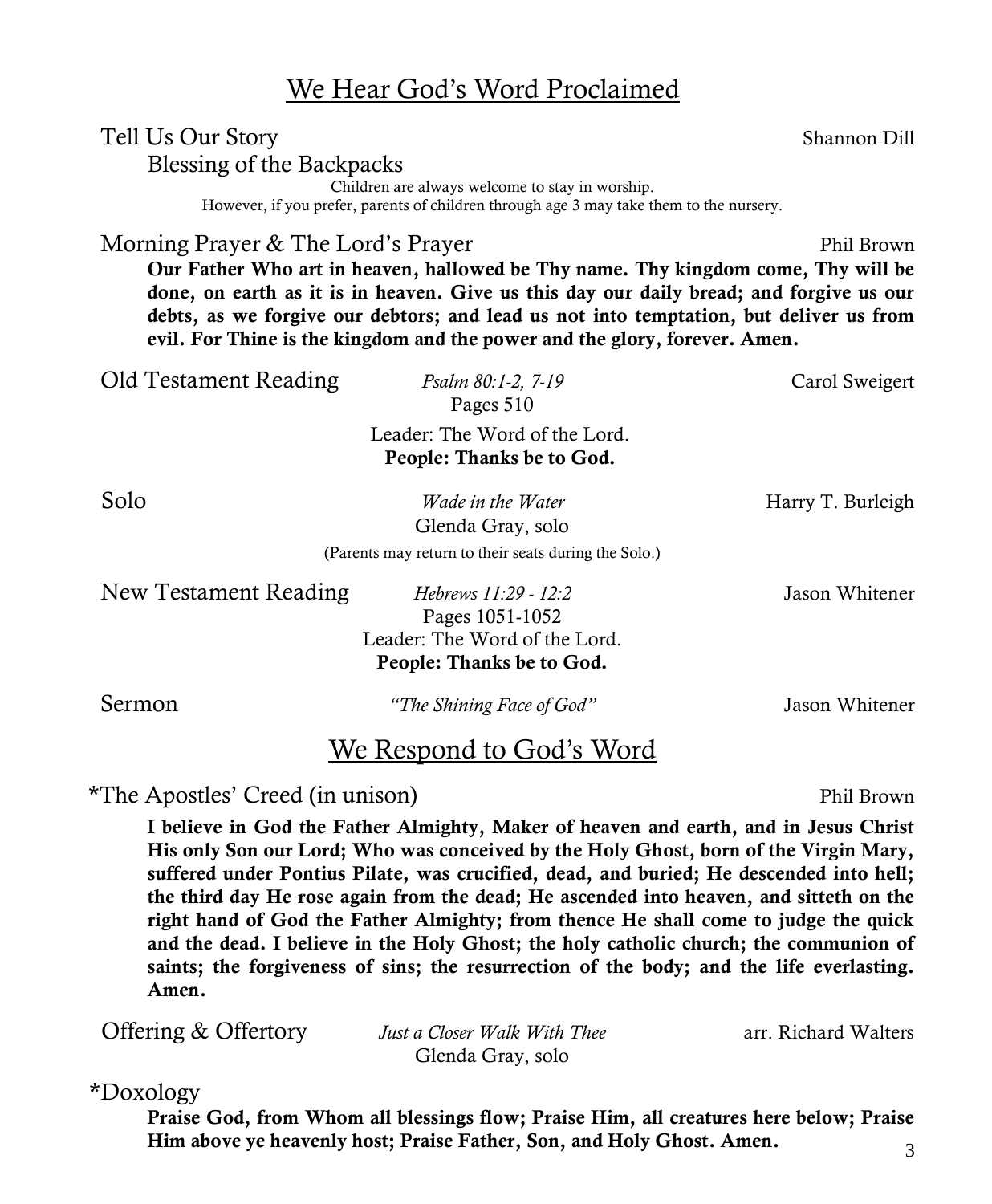## We Hear God's Word Proclaimed

Tell Us Our Story — Shannon Dill

Blessing of the Backpacks

Children are always welcome to stay in worship.
However, if you prefer, parents of children through age 3 may take them to the nursery.

Morning Prayer & The Lord's Prayer — Phil Brown

**Our Father Who art in heaven, hallowed be Thy name. Thy kingdom come, Thy will be done, on earth as it is in heaven. Give us this day our daily bread; and forgive us our debts, as we forgive our debtors; and lead us not into temptation, but deliver us from evil. For Thine is the kingdom and the power and the glory, forever. Amen.**

Old Testament Reading — *Psalm 80:1-2, 7-19* — Carol Sweigert
Pages 510

Leader: The Word of the Lord.
**People: Thanks be to God.**

Solo — *Wade in the Water* — Harry T. Burleigh
Glenda Gray, solo

(Parents may return to their seats during the Solo.)

New Testament Reading — *Hebrews 11:29 - 12:2* — Jason Whitener
Pages 1051-1052

Leader: The Word of the Lord.
**People: Thanks be to God.**

Sermon — *"The Shining Face of God"* — Jason Whitener

## We Respond to God's Word

*The Apostles' Creed (in unison) — Phil Brown

**I believe in God the Father Almighty, Maker of heaven and earth, and in Jesus Christ His only Son our Lord; Who was conceived by the Holy Ghost, born of the Virgin Mary, suffered under Pontius Pilate, was crucified, dead, and buried; He descended into hell; the third day He rose again from the dead; He ascended into heaven, and sitteth on the right hand of God the Father Almighty; from thence He shall come to judge the quick and the dead. I believe in the Holy Ghost; the holy catholic church; the communion of saints; the forgiveness of sins; the resurrection of the body; and the life everlasting. Amen.**

Offering & Offertory — *Just a Closer Walk With Thee* — arr. Richard Walters
Glenda Gray, solo

*Doxology

**Praise God, from Whom all blessings flow; Praise Him, all creatures here below; Praise Him above ye heavenly host; Praise Father, Son, and Holy Ghost. Amen.**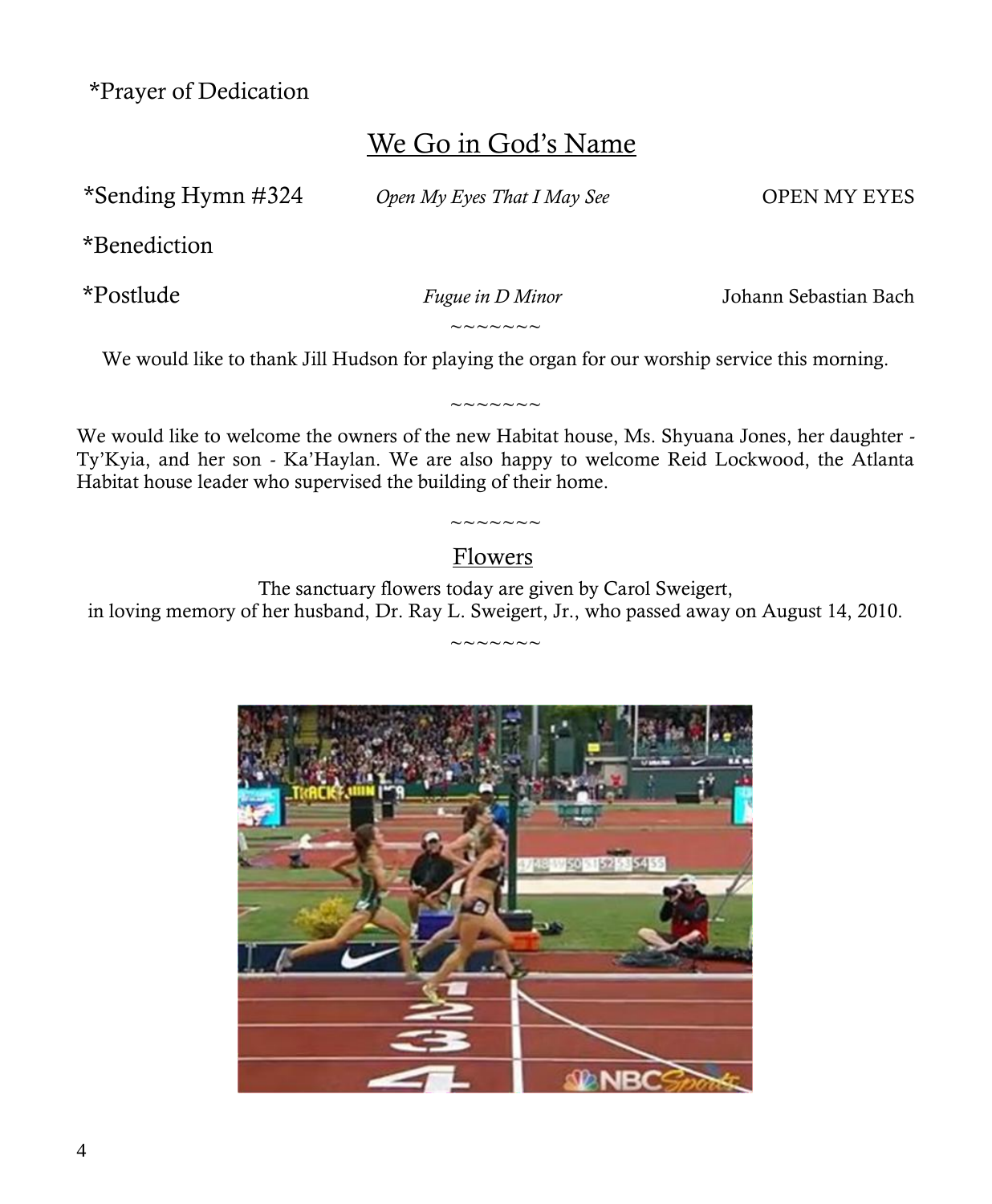*Prayer of Dedication

## We Go in God's Name

*Sending Hymn #324 *Open My Eyes That I May See* OPEN MY EYES

*Benediction

*Postlude *Fugue in D Minor* Johann Sebastian Bach

~~~~~~~

We would like to thank Jill Hudson for playing the organ for our worship service this morning.

~~~~~~~

We would like to welcome the owners of the new Habitat house, Ms. Shyuana Jones, her daughter - Ty'Kyia, and her son - Ka'Haylan. We are also happy to welcome Reid Lockwood, the Atlanta Habitat house leader who supervised the building of their home.

~~~~~~~

## Flowers

The sanctuary flowers today are given by Carol Sweigert, in loving memory of her husband, Dr. Ray L. Sweigert, Jr., who passed away on August 14, 2010.

~~~~~~~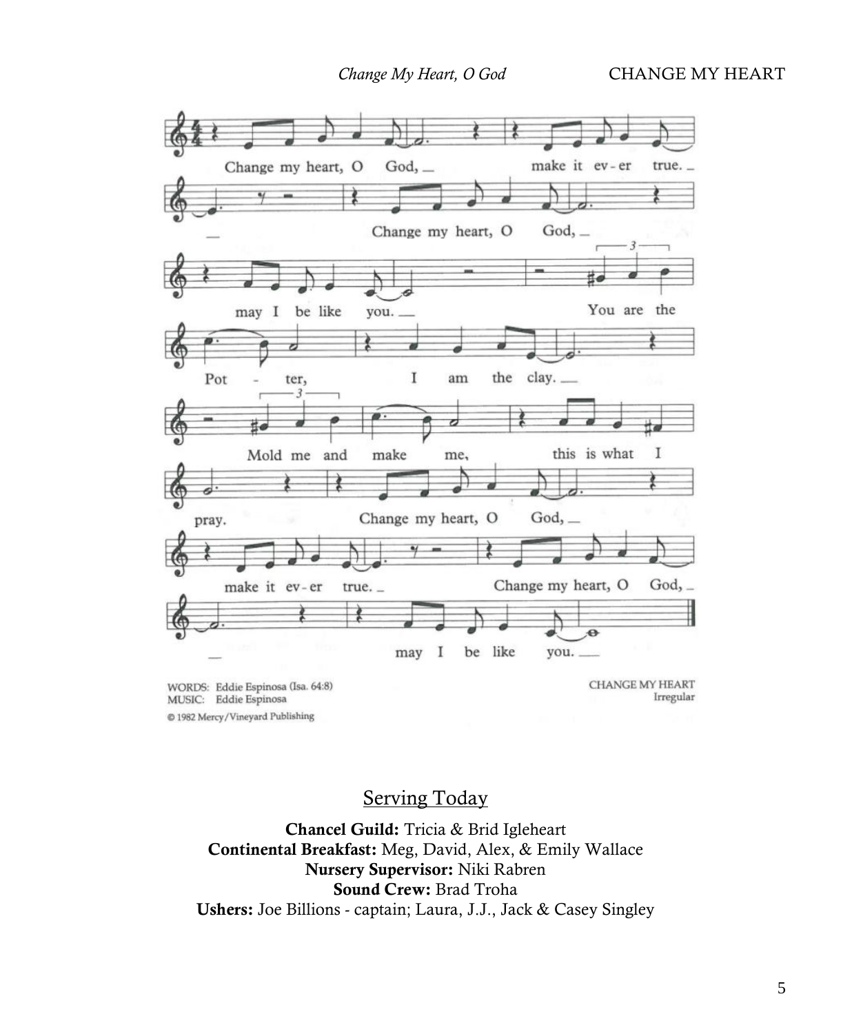*Change My Heart, O God* CHANGE MY HEART

Change my heart, O God, make it ever true.
Change my heart, O God, may I be like you.
You are the Potter, I am the clay.
Mold me and make me, this is what I pray.
Change my heart, O God, make it ever true.
Change my heart, O God, may I be like you.

WORDS: Eddie Espinosa (Isa. 64:8)
MUSIC: Eddie Espinosa
© 1982 Mercy/Vineyard Publishing

CHANGE MY HEART
Irregular

## Serving Today

**Chancel Guild:** Tricia & Brid Igleheart
**Continental Breakfast:** Meg, David, Alex, & Emily Wallace
**Nursery Supervisor:** Niki Rabren
**Sound Crew:** Brad Troha
**Ushers:** Joe Billions - captain; Laura, J.J., Jack & Casey Singley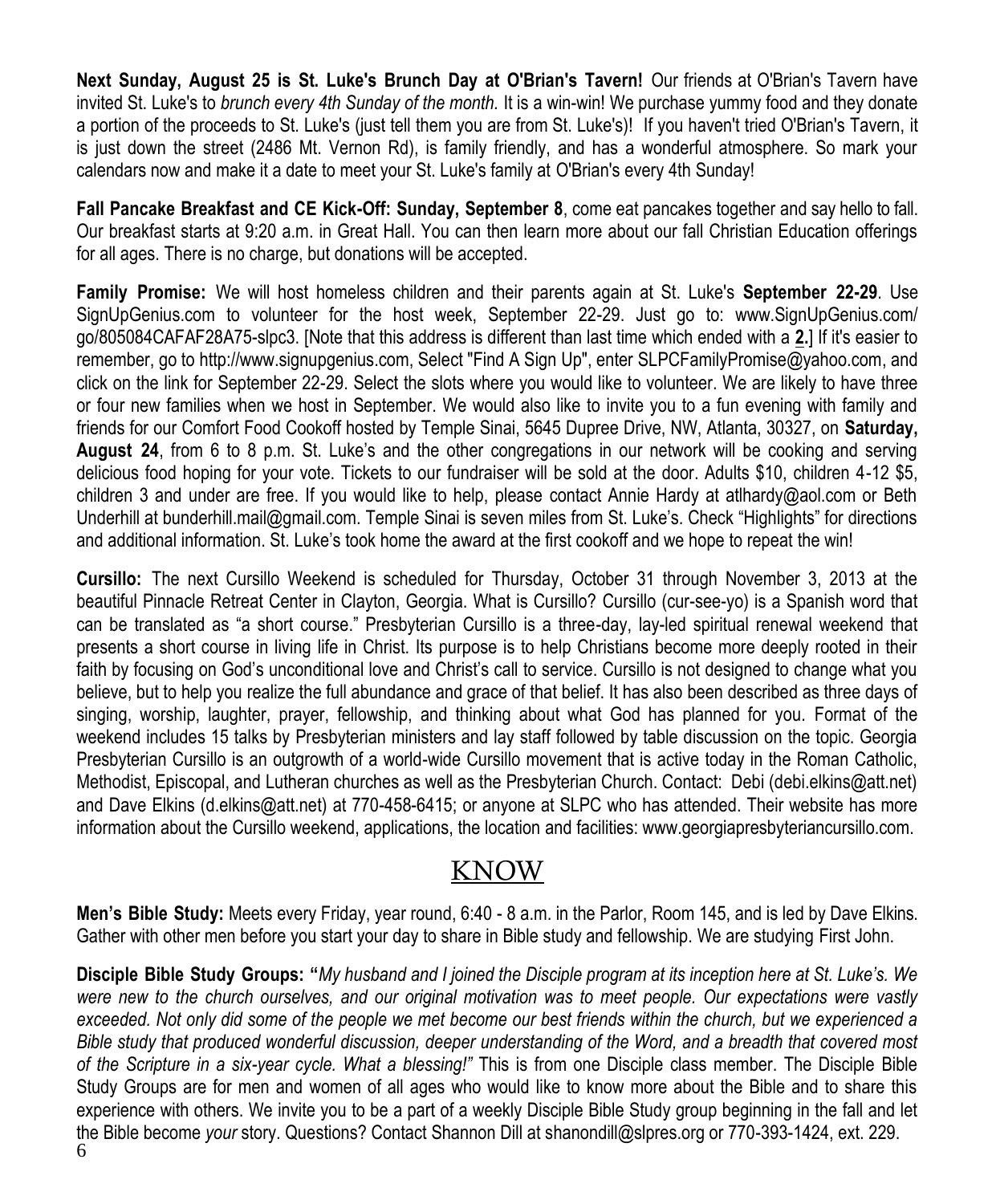**Next Sunday, August 25 is St. Luke's Brunch Day at O'Brian's Tavern!** Our friends at O'Brian's Tavern have invited St. Luke's to *brunch every 4th Sunday of the month.* It is a win-win! We purchase yummy food and they donate a portion of the proceeds to St. Luke's (just tell them you are from St. Luke's)! If you haven't tried O'Brian's Tavern, it is just down the street (2486 Mt. Vernon Rd), is family friendly, and has a wonderful atmosphere. So mark your calendars now and make it a date to meet your St. Luke's family at O'Brian's every 4th Sunday!

**Fall Pancake Breakfast and CE Kick-Off: Sunday, September 8**, come eat pancakes together and say hello to fall. Our breakfast starts at 9:20 a.m. in Great Hall. You can then learn more about our fall Christian Education offerings for all ages. There is no charge, but donations will be accepted.

**Family Promise:** We will host homeless children and their parents again at St. Luke's **September 22-29**. Use SignUpGenius.com to volunteer for the host week, September 22-29. Just go to: www.SignUpGenius.com/go/805084CAFAF28A75-slpc3. [Note that this address is different than last time which ended with a **2.**] If it's easier to remember, go to http://www.signupgenius.com, Select "Find A Sign Up", enter SLPCFamilyPromise@yahoo.com, and click on the link for September 22-29. Select the slots where you would like to volunteer. We are likely to have three or four new families when we host in September. We would also like to invite you to a fun evening with family and friends for our Comfort Food Cookoff hosted by Temple Sinai, 5645 Dupree Drive, NW, Atlanta, 30327, on **Saturday, August 24**, from 6 to 8 p.m. St. Luke's and the other congregations in our network will be cooking and serving delicious food hoping for your vote. Tickets to our fundraiser will be sold at the door. Adults $10, children 4-12 $5, children 3 and under are free. If you would like to help, please contact Annie Hardy at atlhardy@aol.com or Beth Underhill at bunderhill.mail@gmail.com. Temple Sinai is seven miles from St. Luke's. Check "Highlights" for directions and additional information. St. Luke's took home the award at the first cookoff and we hope to repeat the win!

**Cursillo:** The next Cursillo Weekend is scheduled for Thursday, October 31 through November 3, 2013 at the beautiful Pinnacle Retreat Center in Clayton, Georgia. What is Cursillo? Cursillo (cur-see-yo) is a Spanish word that can be translated as "a short course." Presbyterian Cursillo is a three-day, lay-led spiritual renewal weekend that presents a short course in living life in Christ. Its purpose is to help Christians become more deeply rooted in their faith by focusing on God's unconditional love and Christ's call to service. Cursillo is not designed to change what you believe, but to help you realize the full abundance and grace of that belief. It has also been described as three days of singing, worship, laughter, prayer, fellowship, and thinking about what God has planned for you. Format of the weekend includes 15 talks by Presbyterian ministers and lay staff followed by table discussion on the topic. Georgia Presbyterian Cursillo is an outgrowth of a world-wide Cursillo movement that is active today in the Roman Catholic, Methodist, Episcopal, and Lutheran churches as well as the Presbyterian Church. Contact: Debi (debi.elkins@att.net) and Dave Elkins (d.elkins@att.net) at 770-458-6415; or anyone at SLPC who has attended. Their website has more information about the Cursillo weekend, applications, the location and facilities: www.georgiapresbyteriancursillo.com.

## KNOW

**Men's Bible Study:** Meets every Friday, year round, 6:40 - 8 a.m. in the Parlor, Room 145, and is led by Dave Elkins. Gather with other men before you start your day to share in Bible study and fellowship. We are studying First John.

**Disciple Bible Study Groups: "***My husband and I joined the Disciple program at its inception here at St. Luke's. We were new to the church ourselves, and our original motivation was to meet people. Our expectations were vastly exceeded. Not only did some of the people we met become our best friends within the church, but we experienced a Bible study that produced wonderful discussion, deeper understanding of the Word, and a breadth that covered most of the Scripture in a six-year cycle. What a blessing!"* This is from one Disciple class member. The Disciple Bible Study Groups are for men and women of all ages who would like to know more about the Bible and to share this experience with others. We invite you to be a part of a weekly Disciple Bible Study group beginning in the fall and let the Bible become *your* story. Questions? Contact Shannon Dill at shanondill@slpres.org or 770-393-1424, ext. 229.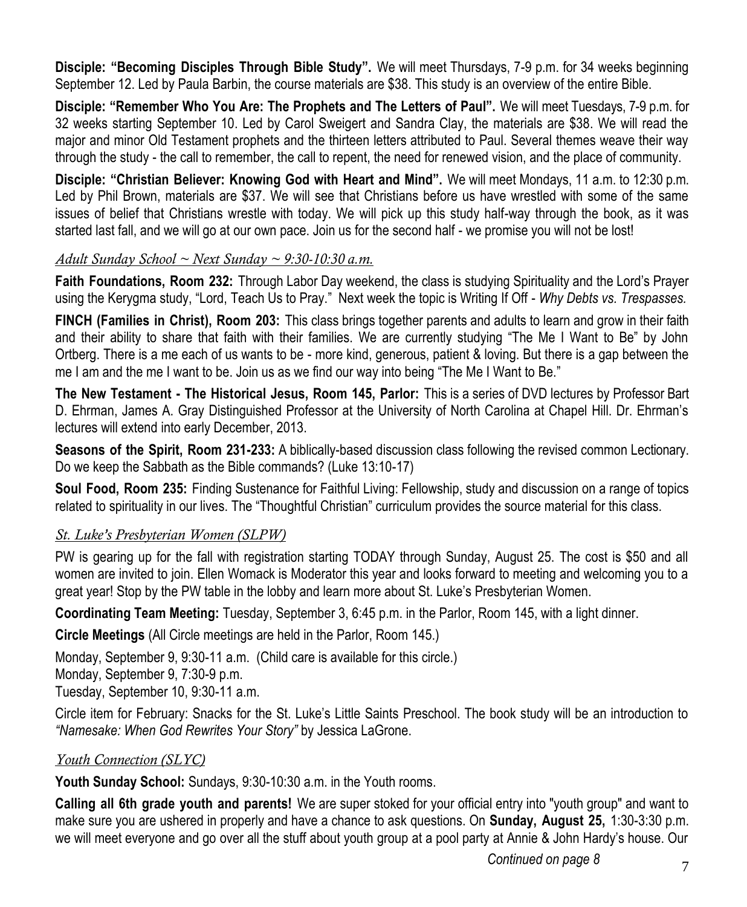**Disciple: "Becoming Disciples Through Bible Study".** We will meet Thursdays, 7-9 p.m. for 34 weeks beginning September 12. Led by Paula Barbin, the course materials are $38. This study is an overview of the entire Bible.

**Disciple: "Remember Who You Are: The Prophets and The Letters of Paul".** We will meet Tuesdays, 7-9 p.m. for 32 weeks starting September 10. Led by Carol Sweigert and Sandra Clay, the materials are $38. We will read the major and minor Old Testament prophets and the thirteen letters attributed to Paul. Several themes weave their way through the study - the call to remember, the call to repent, the need for renewed vision, and the place of community.

**Disciple: "Christian Believer: Knowing God with Heart and Mind".** We will meet Mondays, 11 a.m. to 12:30 p.m. Led by Phil Brown, materials are $37. We will see that Christians before us have wrestled with some of the same issues of belief that Christians wrestle with today. We will pick up this study half-way through the book, as it was started last fall, and we will go at our own pace. Join us for the second half - we promise you will not be lost!

## *Adult Sunday School ~ Next Sunday ~ 9:30-10:30 a.m.*

**Faith Foundations, Room 232:** Through Labor Day weekend, the class is studying Spirituality and the Lord's Prayer using the Kerygma study, "Lord, Teach Us to Pray." Next week the topic is Writing If Off - *Why Debts vs. Trespasses.*

**FINCH (Families in Christ), Room 203:** This class brings together parents and adults to learn and grow in their faith and their ability to share that faith with their families. We are currently studying "The Me I Want to Be" by John Ortberg. There is a me each of us wants to be - more kind, generous, patient & loving. But there is a gap between the me I am and the me I want to be. Join us as we find our way into being "The Me I Want to Be."

**The New Testament - The Historical Jesus, Room 145, Parlor:** This is a series of DVD lectures by Professor Bart D. Ehrman, James A. Gray Distinguished Professor at the University of North Carolina at Chapel Hill. Dr. Ehrman's lectures will extend into early December, 2013.

**Seasons of the Spirit, Room 231-233:** A biblically-based discussion class following the revised common Lectionary. Do we keep the Sabbath as the Bible commands? (Luke 13:10-17)

**Soul Food, Room 235:** Finding Sustenance for Faithful Living: Fellowship, study and discussion on a range of topics related to spirituality in our lives. The "Thoughtful Christian" curriculum provides the source material for this class.

## *St. Luke's Presbyterian Women (SLPW)*

PW is gearing up for the fall with registration starting TODAY through Sunday, August 25. The cost is $50 and all women are invited to join. Ellen Womack is Moderator this year and looks forward to meeting and welcoming you to a great year! Stop by the PW table in the lobby and learn more about St. Luke's Presbyterian Women.

**Coordinating Team Meeting:** Tuesday, September 3, 6:45 p.m. in the Parlor, Room 145, with a light dinner.

**Circle Meetings** (All Circle meetings are held in the Parlor, Room 145.)

Monday, September 9, 9:30-11 a.m. (Child care is available for this circle.)
Monday, September 9, 7:30-9 p.m.
Tuesday, September 10, 9:30-11 a.m.

Circle item for February: Snacks for the St. Luke's Little Saints Preschool. The book study will be an introduction to *"Namesake: When God Rewrites Your Story"* by Jessica LaGrone.

## *Youth Connection (SLYC)*

**Youth Sunday School:** Sundays, 9:30-10:30 a.m. in the Youth rooms.

**Calling all 6th grade youth and parents!** We are super stoked for your official entry into "youth group" and want to make sure you are ushered in properly and have a chance to ask questions. On **Sunday, August 25,** 1:30-3:30 p.m. we will meet everyone and go over all the stuff about youth group at a pool party at Annie & John Hardy's house. Our

*Continued on page 8*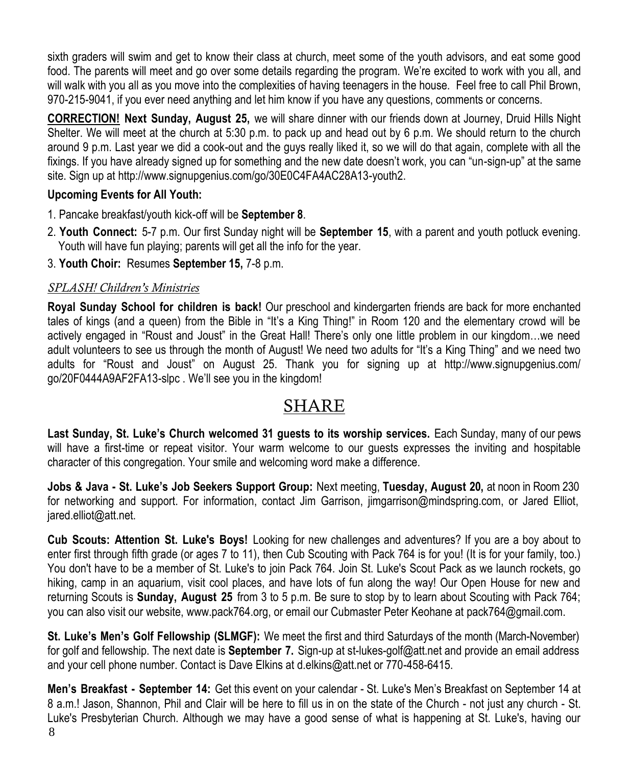sixth graders will swim and get to know their class at church, meet some of the youth advisors, and eat some good food. The parents will meet and go over some details regarding the program. We're excited to work with you all, and will walk with you all as you move into the complexities of having teenagers in the house. Feel free to call Phil Brown, 970-215-9041, if you ever need anything and let him know if you have any questions, comments or concerns.

**CORRECTION! Next Sunday, August 25,** we will share dinner with our friends down at Journey, Druid Hills Night Shelter. We will meet at the church at 5:30 p.m. to pack up and head out by 6 p.m. We should return to the church around 9 p.m. Last year we did a cook-out and the guys really liked it, so we will do that again, complete with all the fixings. If you have already signed up for something and the new date doesn't work, you can "un-sign-up" at the same site. Sign up at http://www.signupgenius.com/go/30E0C4FA4AC28A13-youth2.

**Upcoming Events for All Youth:**

1. Pancake breakfast/youth kick-off will be **September 8**.
2. **Youth Connect:** 5-7 p.m. Our first Sunday night will be **September 15**, with a parent and youth potluck evening. Youth will have fun playing; parents will get all the info for the year.
3. **Youth Choir:** Resumes **September 15,** 7-8 p.m.

*SPLASH! Children's Ministries*

**Royal Sunday School for children is back!** Our preschool and kindergarten friends are back for more enchanted tales of kings (and a queen) from the Bible in "It's a King Thing!" in Room 120 and the elementary crowd will be actively engaged in "Roust and Joust" in the Great Hall! There's only one little problem in our kingdom…we need adult volunteers to see us through the month of August! We need two adults for "It's a King Thing" and we need two adults for "Roust and Joust" on August 25. Thank you for signing up at http://www.signupgenius.com/go/20F0444A9AF2FA13-slpc . We'll see you in the kingdom!

## SHARE

**Last Sunday, St. Luke's Church welcomed 31 guests to its worship services.** Each Sunday, many of our pews will have a first-time or repeat visitor. Your warm welcome to our guests expresses the inviting and hospitable character of this congregation. Your smile and welcoming word make a difference.

**Jobs & Java - St. Luke's Job Seekers Support Group:** Next meeting, **Tuesday, August 20,** at noon in Room 230 for networking and support. For information, contact Jim Garrison, jimgarrison@mindspring.com, or Jared Elliot, jared.elliot@att.net.

**Cub Scouts: Attention St. Luke's Boys!** Looking for new challenges and adventures? If you are a boy about to enter first through fifth grade (or ages 7 to 11), then Cub Scouting with Pack 764 is for you! (It is for your family, too.) You don't have to be a member of St. Luke's to join Pack 764. Join St. Luke's Scout Pack as we launch rockets, go hiking, camp in an aquarium, visit cool places, and have lots of fun along the way! Our Open House for new and returning Scouts is **Sunday, August 25** from 3 to 5 p.m. Be sure to stop by to learn about Scouting with Pack 764; you can also visit our website, www.pack764.org, or email our Cubmaster Peter Keohane at pack764@gmail.com.

**St. Luke's Men's Golf Fellowship (SLMGF):** We meet the first and third Saturdays of the month (March-November) for golf and fellowship. The next date is **September 7.** Sign-up at st-lukes-golf@att.net and provide an email address and your cell phone number. Contact is Dave Elkins at d.elkins@att.net or 770-458-6415.

**Men's Breakfast - September 14:** Get this event on your calendar - St. Luke's Men's Breakfast on September 14 at 8 a.m.! Jason, Shannon, Phil and Clair will be here to fill us in on the state of the Church - not just any church - St. Luke's Presbyterian Church. Although we may have a good sense of what is happening at St. Luke's, having our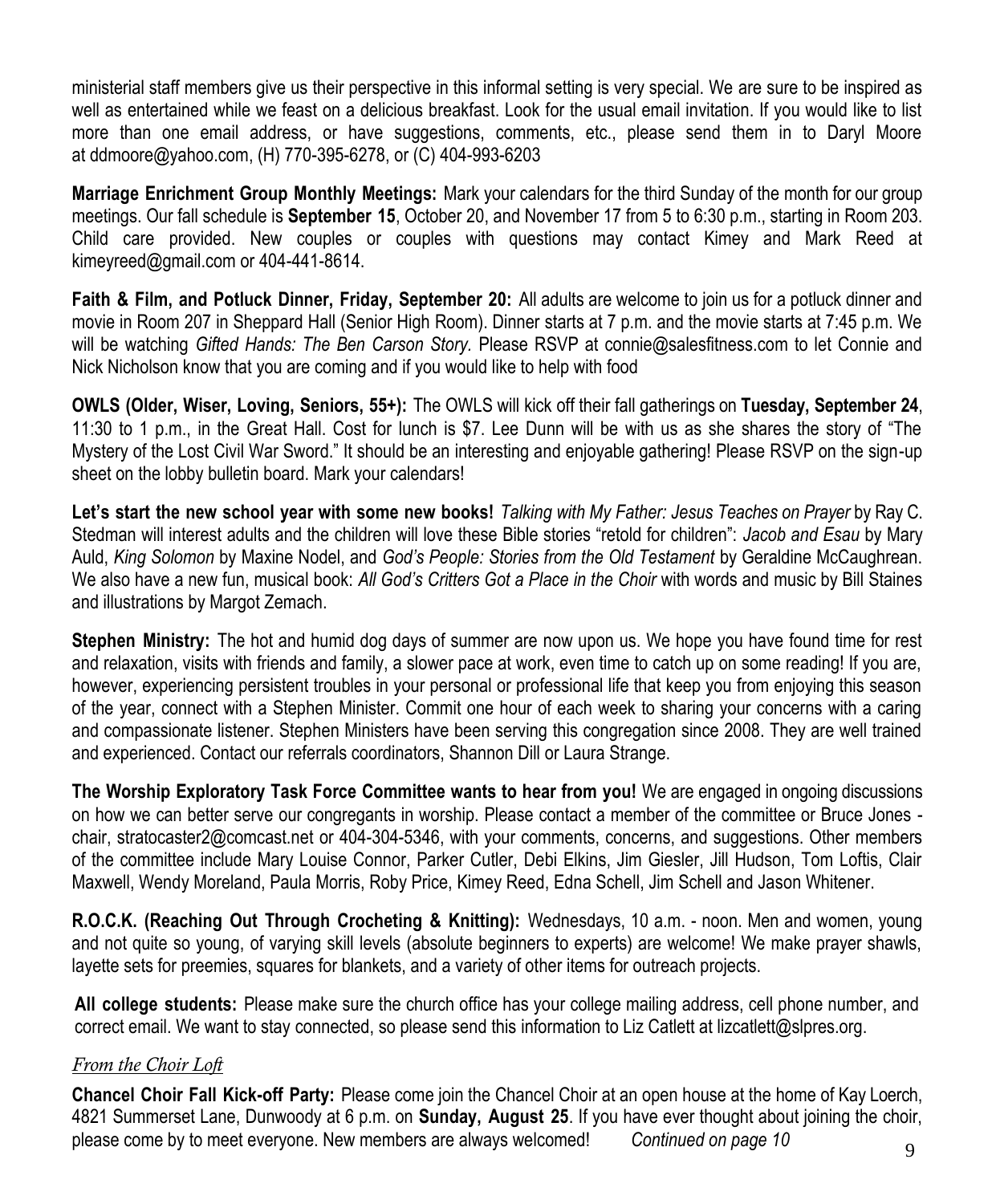ministerial staff members give us their perspective in this informal setting is very special. We are sure to be inspired as well as entertained while we feast on a delicious breakfast. Look for the usual email invitation. If you would like to list more than one email address, or have suggestions, comments, etc., please send them in to Daryl Moore at ddmoore@yahoo.com, (H) 770-395-6278, or (C) 404-993-6203

**Marriage Enrichment Group Monthly Meetings:** Mark your calendars for the third Sunday of the month for our group meetings. Our fall schedule is **September 15**, October 20, and November 17 from 5 to 6:30 p.m., starting in Room 203. Child care provided. New couples or couples with questions may contact Kimey and Mark Reed at kimeyreed@gmail.com or 404-441-8614.

**Faith & Film, and Potluck Dinner, Friday, September 20:** All adults are welcome to join us for a potluck dinner and movie in Room 207 in Sheppard Hall (Senior High Room). Dinner starts at 7 p.m. and the movie starts at 7:45 p.m. We will be watching *Gifted Hands: The Ben Carson Story.* Please RSVP at connie@salesfitness.com to let Connie and Nick Nicholson know that you are coming and if you would like to help with food

**OWLS (Older, Wiser, Loving, Seniors, 55+):** The OWLS will kick off their fall gatherings on **Tuesday, September 24**, 11:30 to 1 p.m., in the Great Hall. Cost for lunch is $7. Lee Dunn will be with us as she shares the story of "The Mystery of the Lost Civil War Sword." It should be an interesting and enjoyable gathering! Please RSVP on the sign-up sheet on the lobby bulletin board. Mark your calendars!

**Let's start the new school year with some new books!** *Talking with My Father: Jesus Teaches on Prayer* by Ray C. Stedman will interest adults and the children will love these Bible stories "retold for children": *Jacob and Esau* by Mary Auld, *King Solomon* by Maxine Nodel, and *God's People: Stories from the Old Testament* by Geraldine McCaughrean. We also have a new fun, musical book: *All God's Critters Got a Place in the Choir* with words and music by Bill Staines and illustrations by Margot Zemach.

**Stephen Ministry:** The hot and humid dog days of summer are now upon us. We hope you have found time for rest and relaxation, visits with friends and family, a slower pace at work, even time to catch up on some reading! If you are, however, experiencing persistent troubles in your personal or professional life that keep you from enjoying this season of the year, connect with a Stephen Minister. Commit one hour of each week to sharing your concerns with a caring and compassionate listener. Stephen Ministers have been serving this congregation since 2008. They are well trained and experienced. Contact our referrals coordinators, Shannon Dill or Laura Strange.

**The Worship Exploratory Task Force Committee wants to hear from you!** We are engaged in ongoing discussions on how we can better serve our congregants in worship. Please contact a member of the committee or Bruce Jones - chair, stratocaster2@comcast.net or 404-304-5346, with your comments, concerns, and suggestions. Other members of the committee include Mary Louise Connor, Parker Cutler, Debi Elkins, Jim Giesler, Jill Hudson, Tom Loftis, Clair Maxwell, Wendy Moreland, Paula Morris, Roby Price, Kimey Reed, Edna Schell, Jim Schell and Jason Whitener.

**R.O.C.K. (Reaching Out Through Crocheting & Knitting):** Wednesdays, 10 a.m. - noon. Men and women, young and not quite so young, of varying skill levels (absolute beginners to experts) are welcome! We make prayer shawls, layette sets for preemies, squares for blankets, and a variety of other items for outreach projects.

**All college students:** Please make sure the church office has your college mailing address, cell phone number, and correct email. We want to stay connected, so please send this information to Liz Catlett at lizcatlett@slpres.org.

## *From the Choir Loft*

**Chancel Choir Fall Kick-off Party:** Please come join the Chancel Choir at an open house at the home of Kay Loerch, 4821 Summerset Lane, Dunwoody at 6 p.m. on **Sunday, August 25**. If you have ever thought about joining the choir, please come by to meet everyone. New members are always welcomed! *Continued on page 10*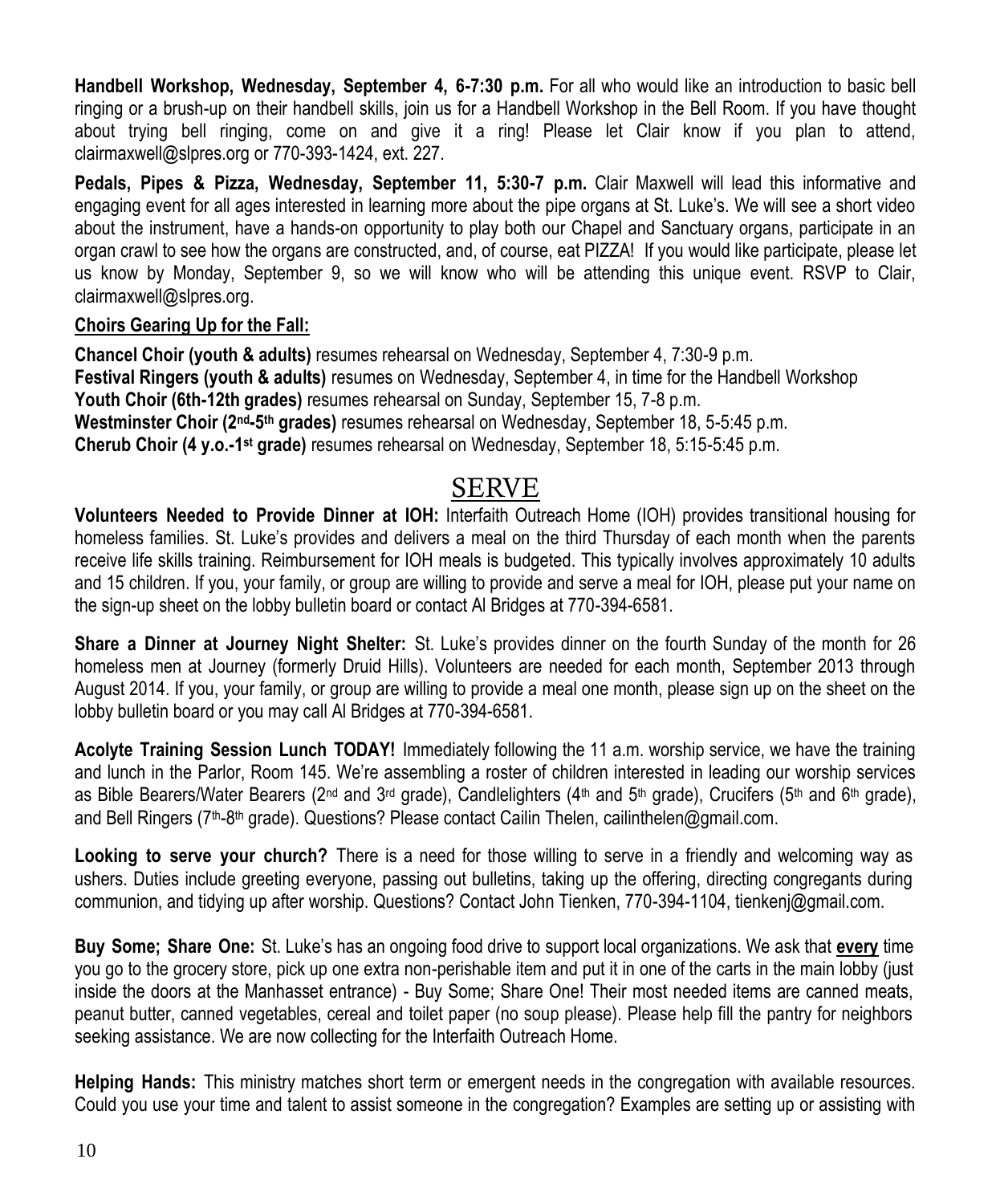**Handbell Workshop, Wednesday, September 4, 6-7:30 p.m.** For all who would like an introduction to basic bell ringing or a brush-up on their handbell skills, join us for a Handbell Workshop in the Bell Room. If you have thought about trying bell ringing, come on and give it a ring! Please let Clair know if you plan to attend, clairmaxwell@slpres.org or 770-393-1424, ext. 227.

**Pedals, Pipes & Pizza, Wednesday, September 11, 5:30-7 p.m.** Clair Maxwell will lead this informative and engaging event for all ages interested in learning more about the pipe organs at St. Luke's. We will see a short video about the instrument, have a hands-on opportunity to play both our Chapel and Sanctuary organs, participate in an organ crawl to see how the organs are constructed, and, of course, eat PIZZA! If you would like participate, please let us know by Monday, September 9, so we will know who will be attending this unique event. RSVP to Clair, clairmaxwell@slpres.org.

**Choirs Gearing Up for the Fall:**

**Chancel Choir (youth & adults)** resumes rehearsal on Wednesday, September 4, 7:30-9 p.m.
**Festival Ringers (youth & adults)** resumes on Wednesday, September 4, in time for the Handbell Workshop
**Youth Choir (6th-12th grades)** resumes rehearsal on Sunday, September 15, 7-8 p.m.
**Westminster Choir (2nd-5th grades)** resumes rehearsal on Wednesday, September 18, 5-5:45 p.m.
**Cherub Choir (4 y.o.-1st grade)** resumes rehearsal on Wednesday, September 18, 5:15-5:45 p.m.

# SERVE

**Volunteers Needed to Provide Dinner at IOH:** Interfaith Outreach Home (IOH) provides transitional housing for homeless families. St. Luke's provides and delivers a meal on the third Thursday of each month when the parents receive life skills training. Reimbursement for IOH meals is budgeted. This typically involves approximately 10 adults and 15 children. If you, your family, or group are willing to provide and serve a meal for IOH, please put your name on the sign-up sheet on the lobby bulletin board or contact Al Bridges at 770-394-6581.

**Share a Dinner at Journey Night Shelter:** St. Luke's provides dinner on the fourth Sunday of the month for 26 homeless men at Journey (formerly Druid Hills). Volunteers are needed for each month, September 2013 through August 2014. If you, your family, or group are willing to provide a meal one month, please sign up on the sheet on the lobby bulletin board or you may call Al Bridges at 770-394-6581.

**Acolyte Training Session Lunch TODAY!** Immediately following the 11 a.m. worship service, we have the training and lunch in the Parlor, Room 145. We're assembling a roster of children interested in leading our worship services as Bible Bearers/Water Bearers (2nd and 3rd grade), Candlelighters (4th and 5th grade), Crucifers (5th and 6th grade), and Bell Ringers (7th-8th grade). Questions? Please contact Cailin Thelen, cailinthelen@gmail.com.

**Looking to serve your church?** There is a need for those willing to serve in a friendly and welcoming way as ushers. Duties include greeting everyone, passing out bulletins, taking up the offering, directing congregants during communion, and tidying up after worship. Questions? Contact John Tienken, 770-394-1104, tienkenj@gmail.com.

**Buy Some; Share One:** St. Luke's has an ongoing food drive to support local organizations. We ask that **every** time you go to the grocery store, pick up one extra non-perishable item and put it in one of the carts in the main lobby (just inside the doors at the Manhasset entrance) - Buy Some; Share One! Their most needed items are canned meats, peanut butter, canned vegetables, cereal and toilet paper (no soup please). Please help fill the pantry for neighbors seeking assistance. We are now collecting for the Interfaith Outreach Home.

**Helping Hands:** This ministry matches short term or emergent needs in the congregation with available resources. Could you use your time and talent to assist someone in the congregation? Examples are setting up or assisting with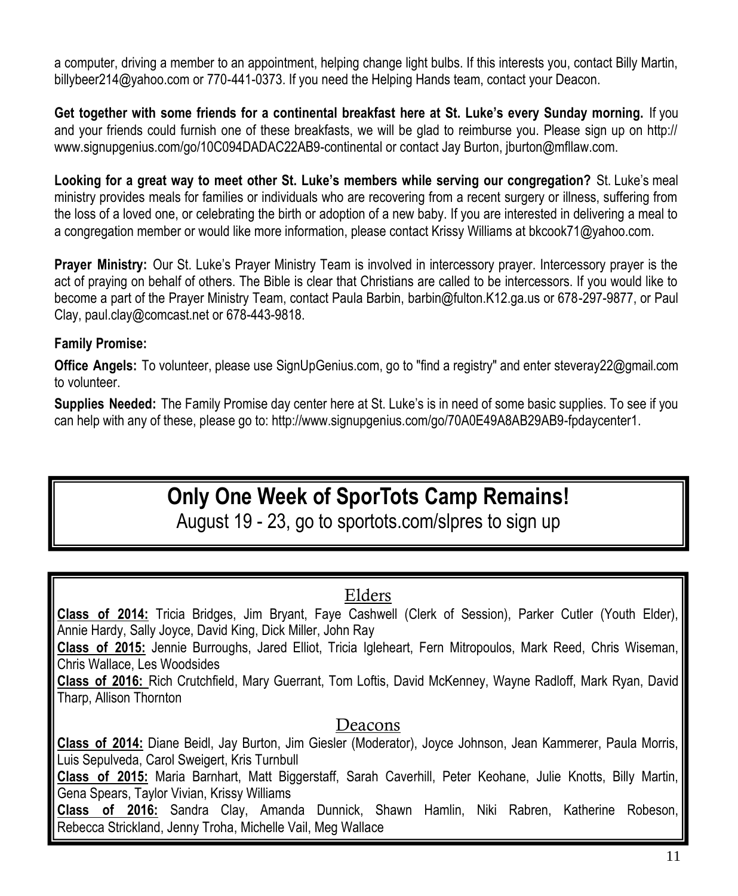a computer, driving a member to an appointment, helping change light bulbs. If this interests you, contact Billy Martin, billybeer214@yahoo.com or 770-441-0373. If you need the Helping Hands team, contact your Deacon.

**Get together with some friends for a continental breakfast here at St. Luke's every Sunday morning.** If you and your friends could furnish one of these breakfasts, we will be glad to reimburse you. Please sign up on http://www.signupgenius.com/go/10C094DADAC22AB9-continental or contact Jay Burton, jburton@mfllaw.com.

**Looking for a great way to meet other St. Luke's members while serving our congregation?** St. Luke's meal ministry provides meals for families or individuals who are recovering from a recent surgery or illness, suffering from the loss of a loved one, or celebrating the birth or adoption of a new baby. If you are interested in delivering a meal to a congregation member or would like more information, please contact Krissy Williams at bkcook71@yahoo.com.

**Prayer Ministry:** Our St. Luke's Prayer Ministry Team is involved in intercessory prayer. Intercessory prayer is the act of praying on behalf of others. The Bible is clear that Christians are called to be intercessors. If you would like to become a part of the Prayer Ministry Team, contact Paula Barbin, barbin@fulton.K12.ga.us or 678-297-9877, or Paul Clay, paul.clay@comcast.net or 678-443-9818.

**Family Promise:**

**Office Angels:** To volunteer, please use SignUpGenius.com, go to "find a registry" and enter steveray22@gmail.com to volunteer.

**Supplies Needed:** The Family Promise day center here at St. Luke's is in need of some basic supplies. To see if you can help with any of these, please go to: http://www.signupgenius.com/go/70A0E49A8AB29AB9-fpdaycenter1.

## Only One Week of SporTots Camp Remains!

August 19 - 23, go to sportots.com/slpres to sign up

## Elders

**Class of 2014:** Tricia Bridges, Jim Bryant, Faye Cashwell (Clerk of Session), Parker Cutler (Youth Elder), Annie Hardy, Sally Joyce, David King, Dick Miller, John Ray

**Class of 2015:** Jennie Burroughs, Jared Elliot, Tricia Igleheart, Fern Mitropoulos, Mark Reed, Chris Wiseman, Chris Wallace, Les Woodsides

**Class of 2016:** Rich Crutchfield, Mary Guerrant, Tom Loftis, David McKenney, Wayne Radloff, Mark Ryan, David Tharp, Allison Thornton

## Deacons

**Class of 2014:** Diane Beidl, Jay Burton, Jim Giesler (Moderator), Joyce Johnson, Jean Kammerer, Paula Morris, Luis Sepulveda, Carol Sweigert, Kris Turnbull

**Class of 2015:** Maria Barnhart, Matt Biggerstaff, Sarah Caverhill, Peter Keohane, Julie Knotts, Billy Martin, Gena Spears, Taylor Vivian, Krissy Williams

**Class of 2016:** Sandra Clay, Amanda Dunnick, Shawn Hamlin, Niki Rabren, Katherine Robeson, Rebecca Strickland, Jenny Troha, Michelle Vail, Meg Wallace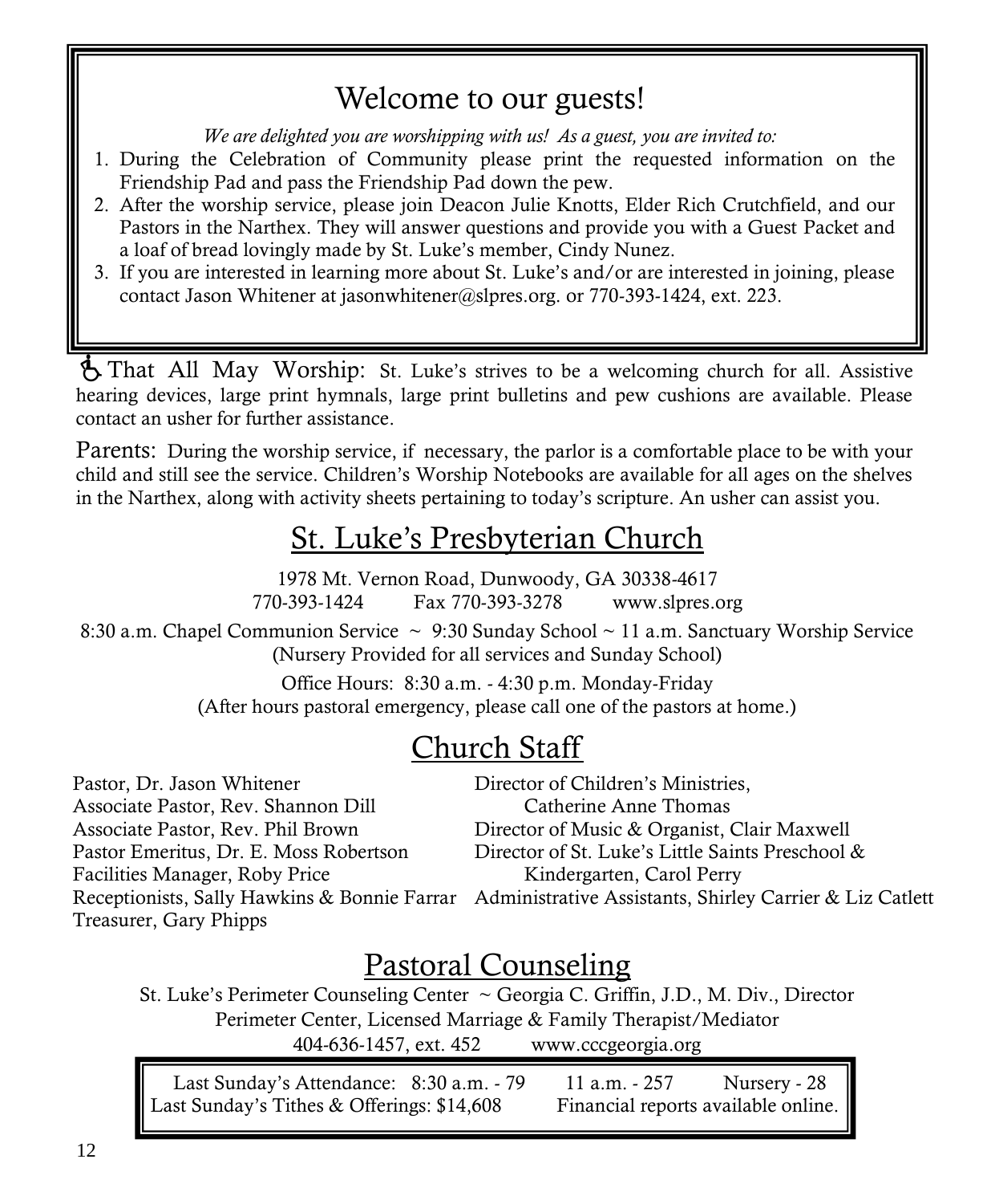## Welcome to our guests!

*We are delighted you are worshipping with us! As a guest, you are invited to:*

1. During the Celebration of Community please print the requested information on the Friendship Pad and pass the Friendship Pad down the pew.
2. After the worship service, please join Deacon Julie Knotts, Elder Rich Crutchfield, and our Pastors in the Narthex. They will answer questions and provide you with a Guest Packet and a loaf of bread lovingly made by St. Luke's member, Cindy Nunez.
3. If you are interested in learning more about St. Luke's and/or are interested in joining, please contact Jason Whitener at jasonwhitener@slpres.org. or 770-393-1424, ext. 223.

♿ That All May Worship: St. Luke's strives to be a welcoming church for all. Assistive hearing devices, large print hymnals, large print bulletins and pew cushions are available. Please contact an usher for further assistance.

Parents: During the worship service, if necessary, the parlor is a comfortable place to be with your child and still see the service. Children's Worship Notebooks are available for all ages on the shelves in the Narthex, along with activity sheets pertaining to today's scripture. An usher can assist you.

## St. Luke's Presbyterian Church

1978 Mt. Vernon Road, Dunwoody, GA 30338-4617
770-393-1424 Fax 770-393-3278 www.slpres.org

8:30 a.m. Chapel Communion Service ~ 9:30 Sunday School ~ 11 a.m. Sanctuary Worship Service
(Nursery Provided for all services and Sunday School)

Office Hours: 8:30 a.m. - 4:30 p.m. Monday-Friday
(After hours pastoral emergency, please call one of the pastors at home.)

## Church Staff

Pastor, Dr. Jason Whitener
Associate Pastor, Rev. Shannon Dill
Associate Pastor, Rev. Phil Brown
Pastor Emeritus, Dr. E. Moss Robertson
Facilities Manager, Roby Price
Receptionists, Sally Hawkins & Bonnie Farrar
Treasurer, Gary Phipps

Director of Children's Ministries, Catherine Anne Thomas
Director of Music & Organist, Clair Maxwell
Director of St. Luke's Little Saints Preschool & Kindergarten, Carol Perry
Administrative Assistants, Shirley Carrier & Liz Catlett

## Pastoral Counseling

St. Luke's Perimeter Counseling Center ~ Georgia C. Griffin, J.D., M. Div., Director
Perimeter Center, Licensed Marriage & Family Therapist/Mediator
404-636-1457, ext. 452 www.cccgeorgia.org

Last Sunday's Attendance: 8:30 a.m. - 79 11 a.m. - 257 Nursery - 28
Last Sunday's Tithes & Offerings: $14,608 Financial reports available online.